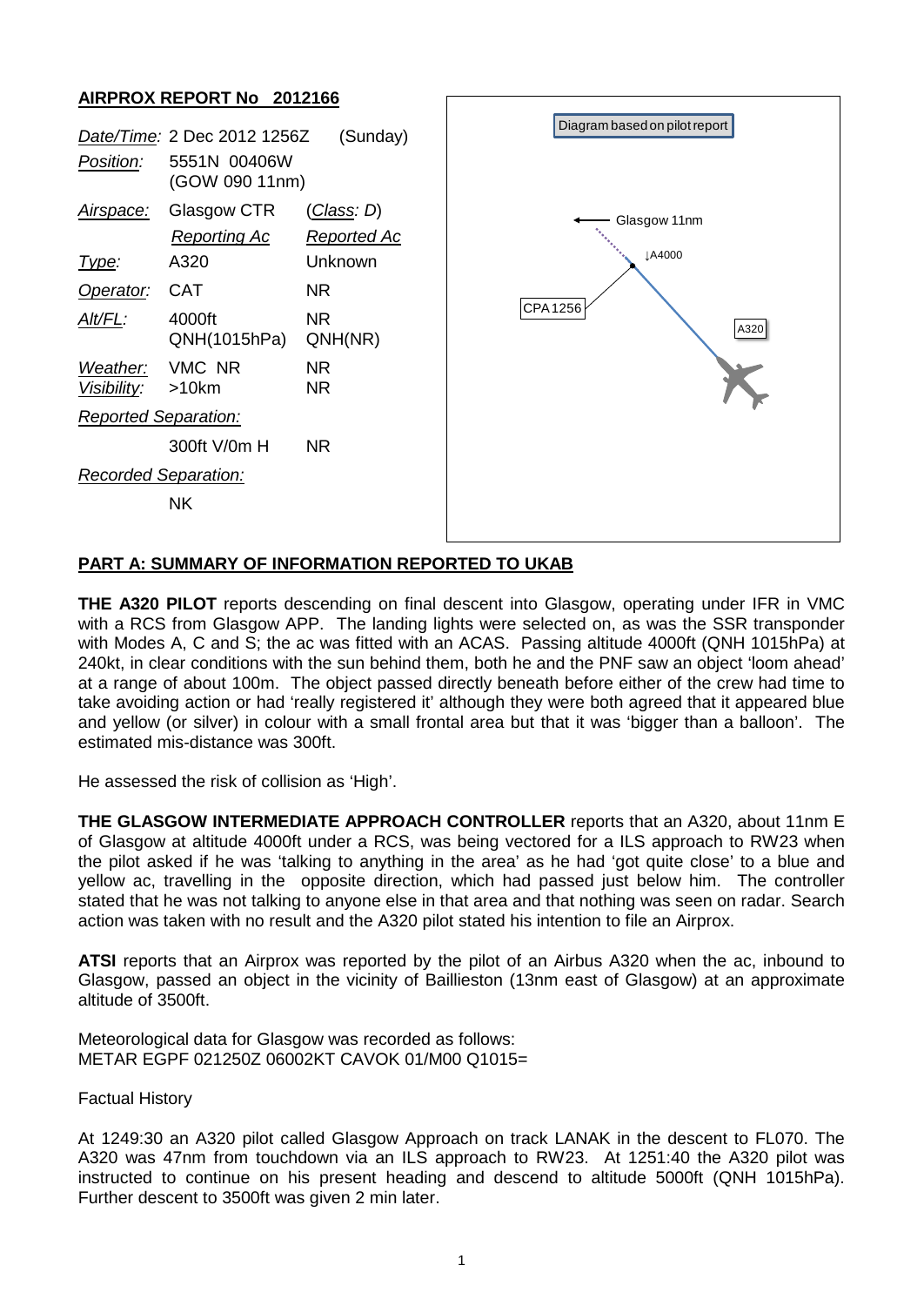## AIRPROX REPORT No 2012166

| | | |
|---|---|---|
| *Date/Time:* | 2 Dec 2012 1256Z | (Sunday) |
| *Position:* | 5551N 00406W (GOW 090 11nm) | |
| *Airspace:* | Glasgow CTR | (*Class: D*) |
| | *Reporting Ac* | *Reported Ac* |
| *Type:* | A320 | Unknown |
| *Operator:* | CAT | NR |
| *Alt/FL:* | 4000ft QNH(1015hPa) | NR QNH(NR) |
| *Weather:* | VMC NR | NR |
| *Visibility:* | >10km | NR |
| *Reported Separation:* | | |
| | 300ft V/0m H | NR |
| *Recorded Separation:* | | |
| | NK | |

Diagram based on pilot report

Glasgow 11nm

↓A4000

CPA 1256

A320

## PART A: SUMMARY OF INFORMATION REPORTED TO UKAB

**THE A320 PILOT** reports descending on final descent into Glasgow, operating under IFR in VMC with a RCS from Glasgow APP. The landing lights were selected on, as was the SSR transponder with Modes A, C and S; the ac was fitted with an ACAS. Passing altitude 4000ft (QNH 1015hPa) at 240kt, in clear conditions with the sun behind them, both he and the PNF saw an object 'loom ahead' at a range of about 100m. The object passed directly beneath before either of the crew had time to take avoiding action or had 'really registered it' although they were both agreed that it appeared blue and yellow (or silver) in colour with a small frontal area but that it was 'bigger than a balloon'. The estimated mis-distance was 300ft.

He assessed the risk of collision as 'High'.

**THE GLASGOW INTERMEDIATE APPROACH CONTROLLER** reports that an A320, about 11nm E of Glasgow at altitude 4000ft under a RCS, was being vectored for a ILS approach to RW23 when the pilot asked if he was 'talking to anything in the area' as he had 'got quite close' to a blue and yellow ac, travelling in the opposite direction, which had passed just below him. The controller stated that he was not talking to anyone else in that area and that nothing was seen on radar. Search action was taken with no result and the A320 pilot stated his intention to file an Airprox.

**ATSI** reports that an Airprox was reported by the pilot of an Airbus A320 when the ac, inbound to Glasgow, passed an object in the vicinity of Baillieston (13nm east of Glasgow) at an approximate altitude of 3500ft.

Meteorological data for Glasgow was recorded as follows:
METAR EGPF 021250Z 06002KT CAVOK 01/M00 Q1015=

Factual History

At 1249:30 an A320 pilot called Glasgow Approach on track LANAK in the descent to FL070. The A320 was 47nm from touchdown via an ILS approach to RW23. At 1251:40 the A320 pilot was instructed to continue on his present heading and descend to altitude 5000ft (QNH 1015hPa). Further descent to 3500ft was given 2 min later.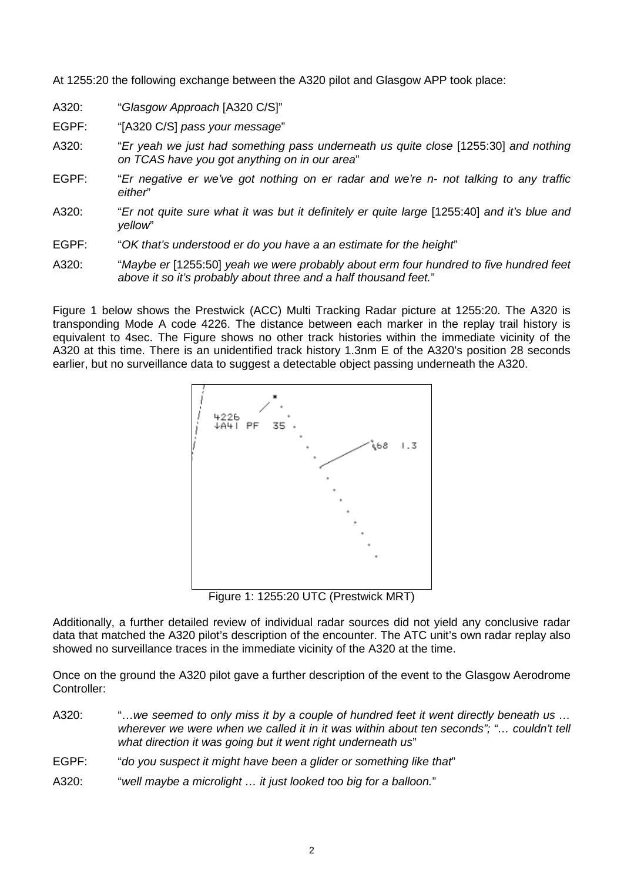At 1255:20 the following exchange between the A320 pilot and Glasgow APP took place:

A320: "*Glasgow Approach* [A320 C/S]"

EGPF: "[A320 C/S] *pass your message*"

A320: "*Er yeah we just had something pass underneath us quite close* [1255:30] *and nothing on TCAS have you got anything on in our area*"

EGPF: "*Er negative er we've got nothing on er radar and we're n- not talking to any traffic either*"

A320: "*Er not quite sure what it was but it definitely er quite large* [1255:40] *and it's blue and yellow*"

EGPF: "*OK that's understood er do you have a an estimate for the height*"

A320: "*Maybe er* [1255:50] *yeah we were probably about erm four hundred to five hundred feet above it so it's probably about three and a half thousand feet.*"

Figure 1 below shows the Prestwick (ACC) Multi Tracking Radar picture at 1255:20. The A320 is transponding Mode A code 4226. The distance between each marker in the replay trail history is equivalent to 4sec. The Figure shows no other track histories within the immediate vicinity of the A320 at this time. There is an unidentified track history 1.3nm E of the A320's position 28 seconds earlier, but no surveillance data to suggest a detectable object passing underneath the A320.

Figure 1: 1255:20 UTC (Prestwick MRT)

Additionally, a further detailed review of individual radar sources did not yield any conclusive radar data that matched the A320 pilot's description of the encounter. The ATC unit's own radar replay also showed no surveillance traces in the immediate vicinity of the A320 at the time.

Once on the ground the A320 pilot gave a further description of the event to the Glasgow Aerodrome Controller:

A320: "*…we seemed to only miss it by a couple of hundred feet it went directly beneath us … wherever we were when we called it in it was within about ten seconds*"; "*… couldn't tell what direction it was going but it went right underneath us*"

EGPF: "*do you suspect it might have been a glider or something like that*"

A320: "*well maybe a microlight … it just looked too big for a balloon.*"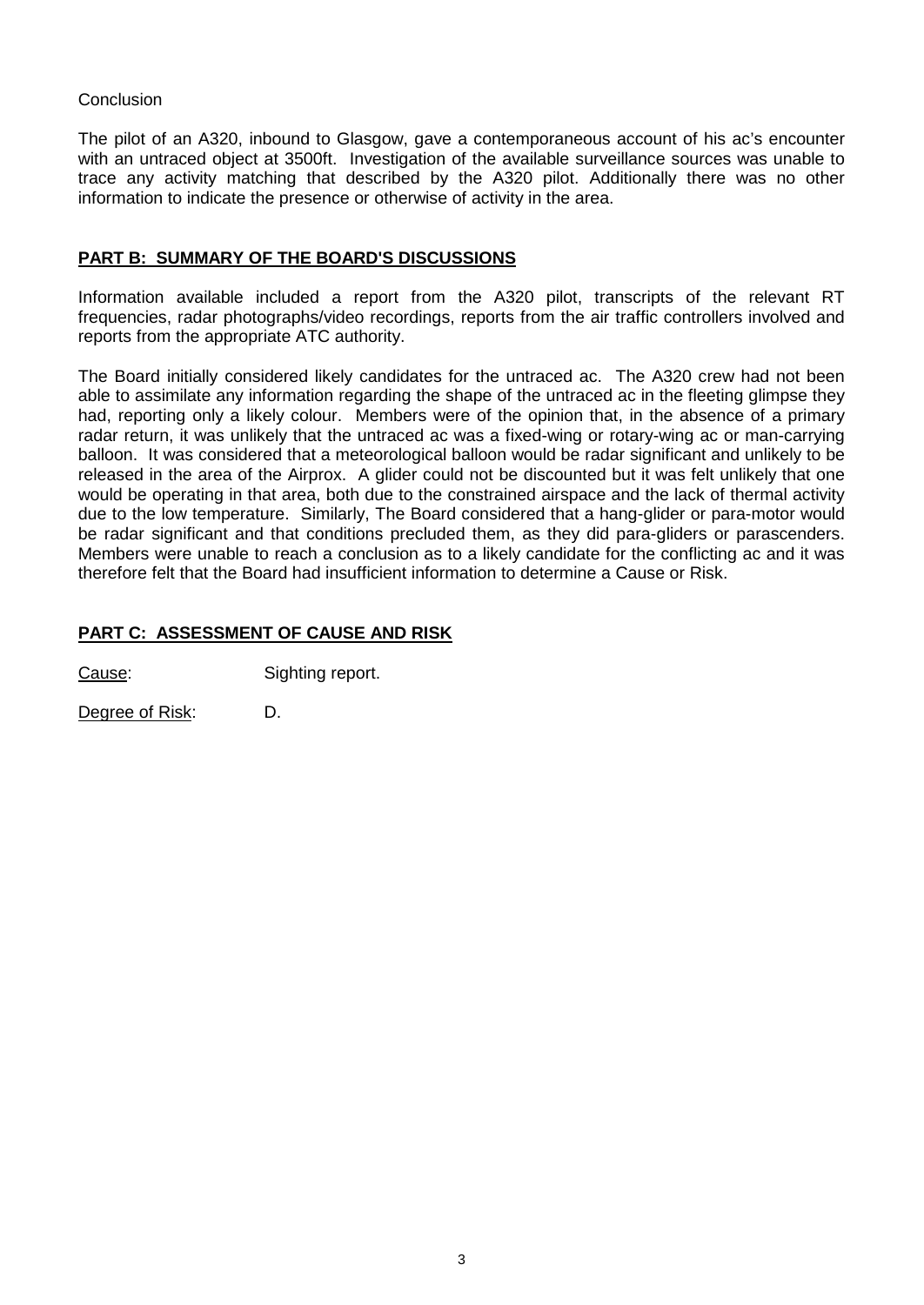Conclusion

The pilot of an A320, inbound to Glasgow, gave a contemporaneous account of his ac's encounter with an untraced object at 3500ft. Investigation of the available surveillance sources was unable to trace any activity matching that described by the A320 pilot. Additionally there was no other information to indicate the presence or otherwise of activity in the area.

## PART B: SUMMARY OF THE BOARD'S DISCUSSIONS

Information available included a report from the A320 pilot, transcripts of the relevant RT frequencies, radar photographs/video recordings, reports from the air traffic controllers involved and reports from the appropriate ATC authority.

The Board initially considered likely candidates for the untraced ac. The A320 crew had not been able to assimilate any information regarding the shape of the untraced ac in the fleeting glimpse they had, reporting only a likely colour. Members were of the opinion that, in the absence of a primary radar return, it was unlikely that the untraced ac was a fixed-wing or rotary-wing ac or man-carrying balloon. It was considered that a meteorological balloon would be radar significant and unlikely to be released in the area of the Airprox. A glider could not be discounted but it was felt unlikely that one would be operating in that area, both due to the constrained airspace and the lack of thermal activity due to the low temperature. Similarly, The Board considered that a hang-glider or para-motor would be radar significant and that conditions precluded them, as they did para-gliders or parascenders. Members were unable to reach a conclusion as to a likely candidate for the conflicting ac and it was therefore felt that the Board had insufficient information to determine a Cause or Risk.

## PART C: ASSESSMENT OF CAUSE AND RISK

Cause: Sighting report.

Degree of Risk: D.